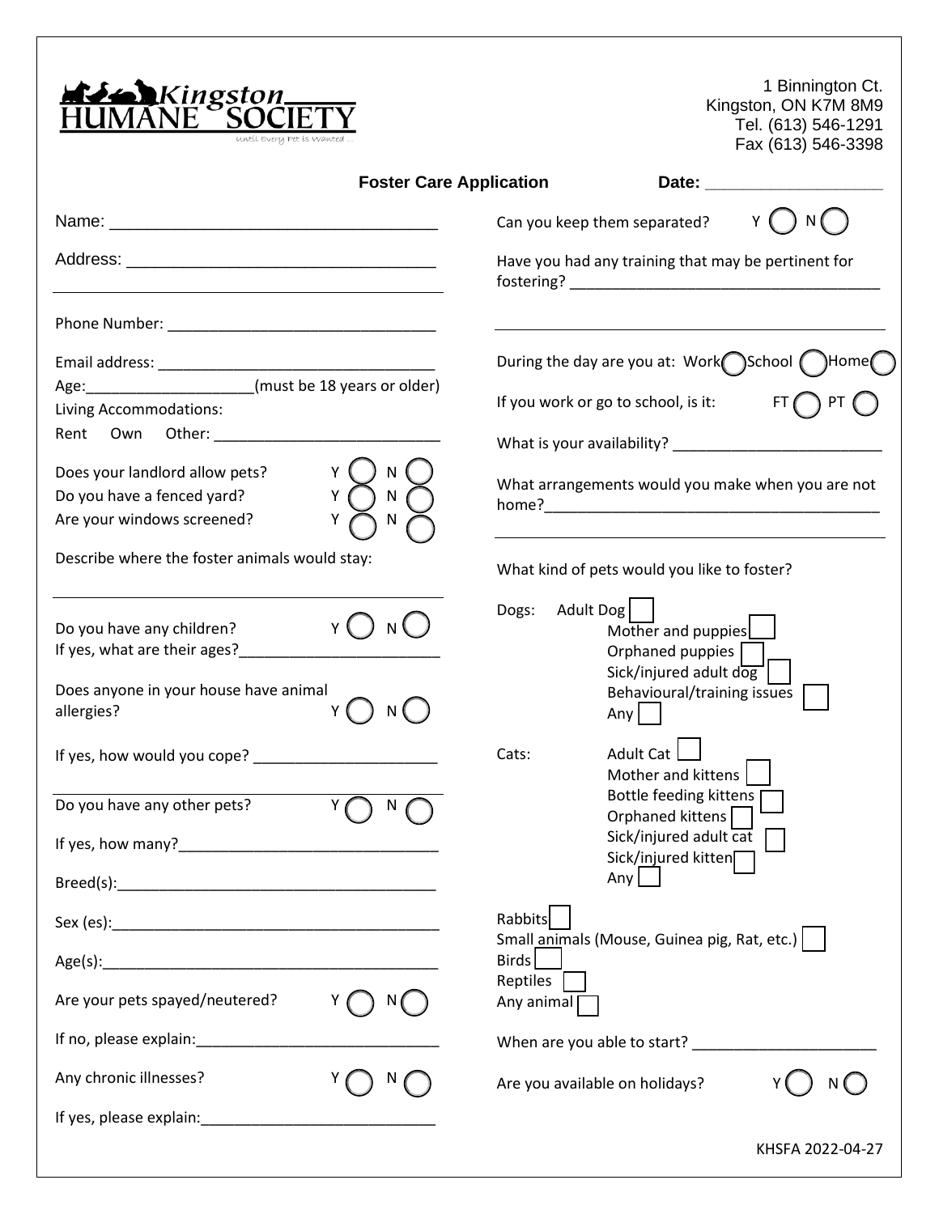**Kingston HUMANE SOCIETY**
*Until Every Pet is Wanted ...*

1 Binnington Ct.
Kingston, ON K7M 8M9
Tel. (613) 546-1291
Fax (613) 546-3398

## Foster Care Application

Date: ___________________

Name: ___________________________________

Address: _________________________________

_____________________________________________

Phone Number: ______________________________

Email address: ______________________________

Age:____________________(must be 18 years or older)

Living Accommodations:

Rent Own Other: ___________________________

Does your landlord allow pets? Y ◯ N ◯

Do you have a fenced yard? Y ◯ N ◯

Are your windows screened? Y ◯ N ◯

Describe where the foster animals would stay:

_____________________________________________

Do you have any children? Y ◯ N ◯

If yes, what are their ages?________________________

Does anyone in your house have animal allergies? Y ◯ N ◯

If yes, how would you cope? ______________________

_____________________________________________

Do you have any other pets? Y ◯ N ◯

If yes, how many?_____________________________

Breed(s):____________________________________

Sex (es):____________________________________

Age(s):______________________________________

Are your pets spayed/neutered? Y ◯ N ◯

If no, please explain:__________________________

Any chronic illnesses? Y ◯ N ◯

If yes, please explain:__________________________

Can you keep them separated? Y ◯ N ◯

Have you had any training that may be pertinent for fostering? ____________________________________

_____________________________________________

During the day are you at: Work ◯ School ◯ Home ◯

If you work or go to school, is it: FT ◯ PT ◯

What is your availability? _________________________

What arrangements would you make when you are not home?_______________________________________

_____________________________________________

What kind of pets would you like to foster?

Dogs:
- Adult Dog ☐
- Mother and puppies ☐
- Orphaned puppies ☐
- Sick/injured adult dog ☐
- Behavioural/training issues ☐
- Any ☐

Cats:
- Adult Cat ☐
- Mother and kittens ☐
- Bottle feeding kittens ☐
- Orphaned kittens ☐
- Sick/injured adult cat ☐
- Sick/injured kitten ☐
- Any ☐

Rabbits ☐

Small animals (Mouse, Guinea pig, Rat, etc.) ☐

Birds ☐

Reptiles ☐

Any animal ☐

When are you able to start? ______________________

Are you available on holidays? Y ◯ N ◯

KHSFA 2022-04-27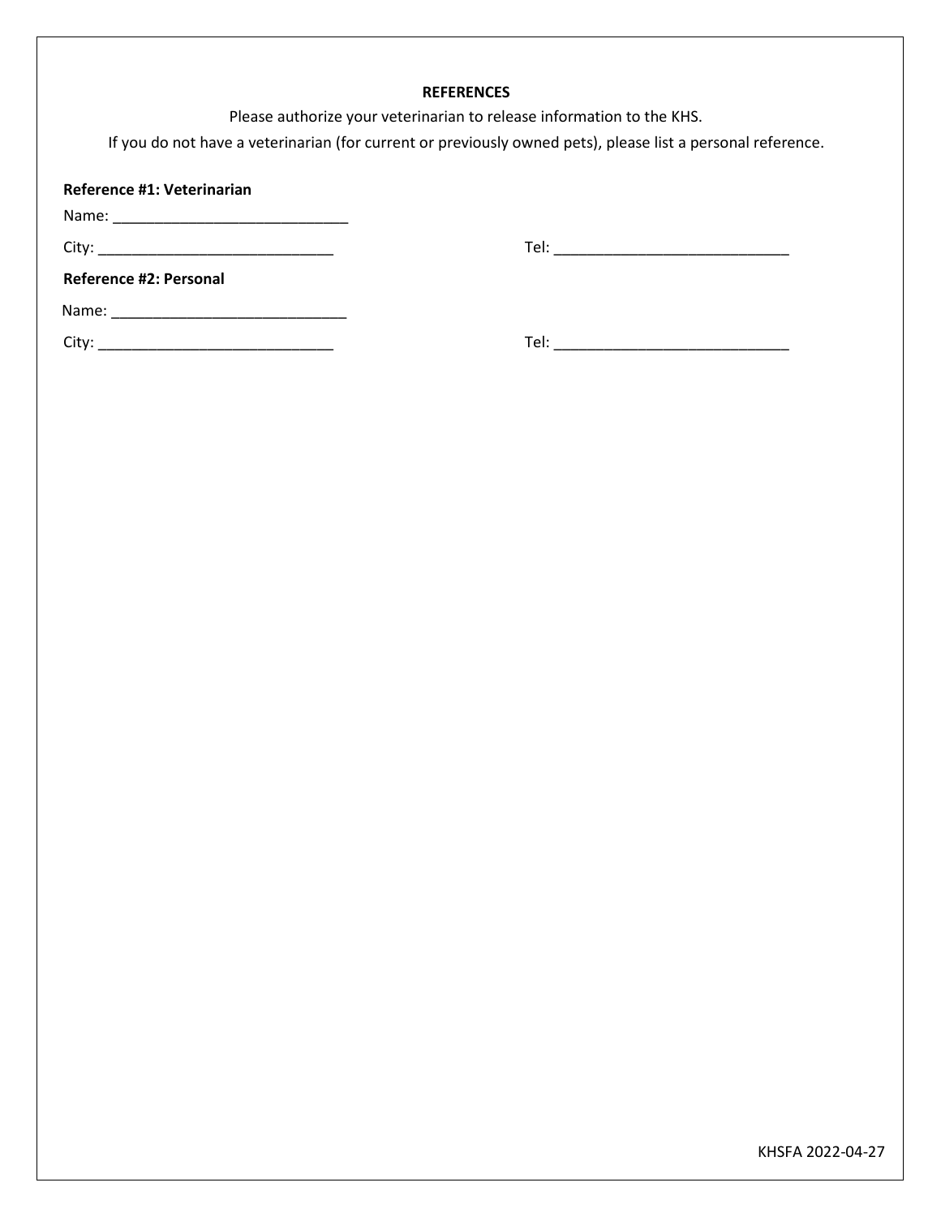## REFERENCES

Please authorize your veterinarian to release information to the KHS.

If you do not have a veterinarian (for current or previously owned pets), please list a personal reference.

**Reference #1: Veterinarian**

Name: ____________________________

City: ____________________________ Tel: ____________________________

**Reference #2: Personal**

Name: ____________________________

City: ____________________________ Tel: ____________________________

KHSFA 2022-04-27